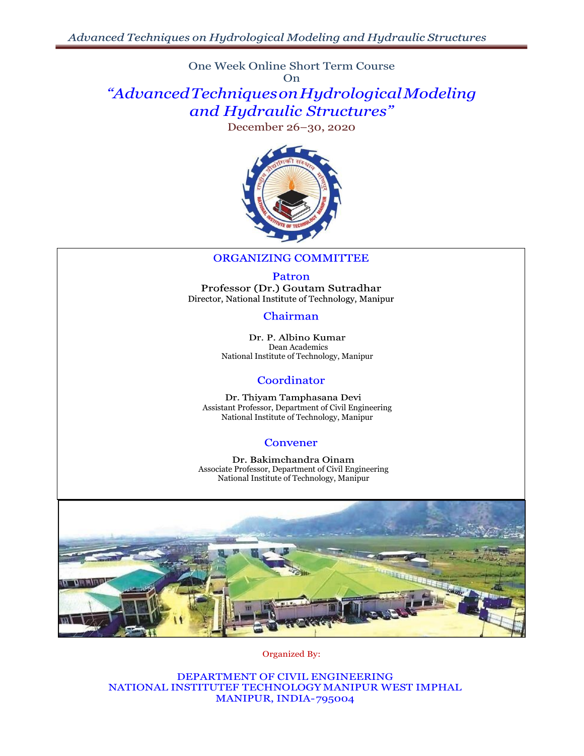One Week Online Short Term Course

On

# *"Advanced Techniques on Hydrological Modeling and Hydraulic Structures"*

December 26–30, 2020

## ORGANIZING COMMITTEE

### Patron

Professor (Dr.) Goutam Sutradhar
Director, National Institute of Technology, Manipur

### Chairman

Dr. P. Albino Kumar
Dean Academics
National Institute of Technology, Manipur

### Coordinator

Dr. Thiyam Tamphasana Devi
Assistant Professor, Department of Civil Engineering
National Institute of Technology, Manipur

### Convener

Dr. Bakimchandra Oinam
Associate Professor, Department of Civil Engineering
National Institute of Technology, Manipur

Organized By:

DEPARTMENT OF CIVIL ENGINEERING
NATIONAL INSTITUTEF TECHNOLOGY MANIPUR WEST IMPHAL
MANIPUR, INDIA-795004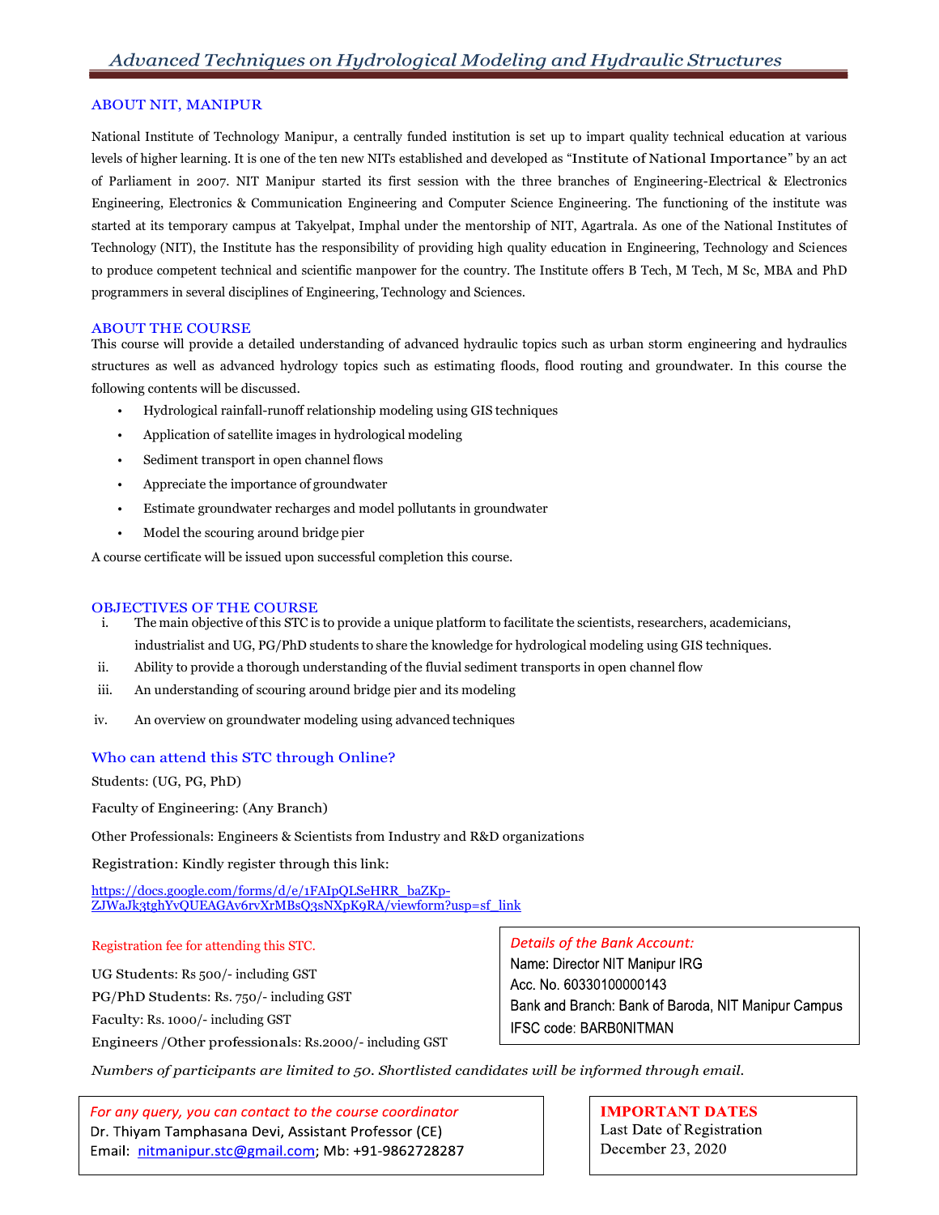## ABOUT NIT, MANIPUR

National Institute of Technology Manipur, a centrally funded institution is set up to impart quality technical education at various levels of higher learning. It is one of the ten new NITs established and developed as "Institute of National Importance" by an act of Parliament in 2007. NIT Manipur started its first session with the three branches of Engineering-Electrical & Electronics Engineering, Electronics & Communication Engineering and Computer Science Engineering. The functioning of the institute was started at its temporary campus at Takyelpat, Imphal under the mentorship of NIT, Agartrala. As one of the National Institutes of Technology (NIT), the Institute has the responsibility of providing high quality education in Engineering, Technology and Sciences to produce competent technical and scientific manpower for the country. The Institute offers B Tech, M Tech, M Sc, MBA and PhD programmers in several disciplines of Engineering, Technology and Sciences.

## ABOUT THE COURSE

This course will provide a detailed understanding of advanced hydraulic topics such as urban storm engineering and hydraulics structures as well as advanced hydrology topics such as estimating floods, flood routing and groundwater. In this course the following contents will be discussed.

- Hydrological rainfall-runoff relationship modeling using GIS techniques
- Application of satellite images in hydrological modeling
- Sediment transport in open channel flows
- Appreciate the importance of groundwater
- Estimate groundwater recharges and model pollutants in groundwater
- Model the scouring around bridge pier

A course certificate will be issued upon successful completion this course.

## OBJECTIVES OF THE COURSE

i. The main objective of this STC is to provide a unique platform to facilitate the scientists, researchers, academicians, industrialist and UG, PG/PhD students to share the knowledge for hydrological modeling using GIS techniques.
ii. Ability to provide a thorough understanding of the fluvial sediment transports in open channel flow
iii. An understanding of scouring around bridge pier and its modeling
iv. An overview on groundwater modeling using advanced techniques

## Who can attend this STC through Online?

Students: (UG, PG, PhD)

Faculty of Engineering: (Any Branch)

Other Professionals: Engineers & Scientists from Industry and R&D organizations

Registration: Kindly register through this link:

https://docs.google.com/forms/d/e/1FAIpQLSeHRR_baZKp-ZJWaJk3tghYvQUEAGAv6rvXrMBsQ3sNXpK9RA/viewform?usp=sf_link

Registration fee for attending this STC.

UG Students: Rs 500/- including GST

PG/PhD Students: Rs. 750/- including GST

Faculty: Rs. 1000/- including GST

Engineers /Other professionals: Rs.2000/- including GST

*Details of the Bank Account:*

Name: Director NIT Manipur IRG

Acc. No. 60330100000143

Bank and Branch: Bank of Baroda, NIT Manipur Campus

IFSC code: BARB0NITMAN

*Numbers of participants are limited to 50. Shortlisted candidates will be informed through email.*

*For any query, you can contact to the course coordinator*

Dr. Thiyam Tamphasana Devi, Assistant Professor (CE)

Email: nitmanipur.stc@gmail.com; Mb: +91-9862728287

**IMPORTANT DATES**

Last Date of Registration

December 23, 2020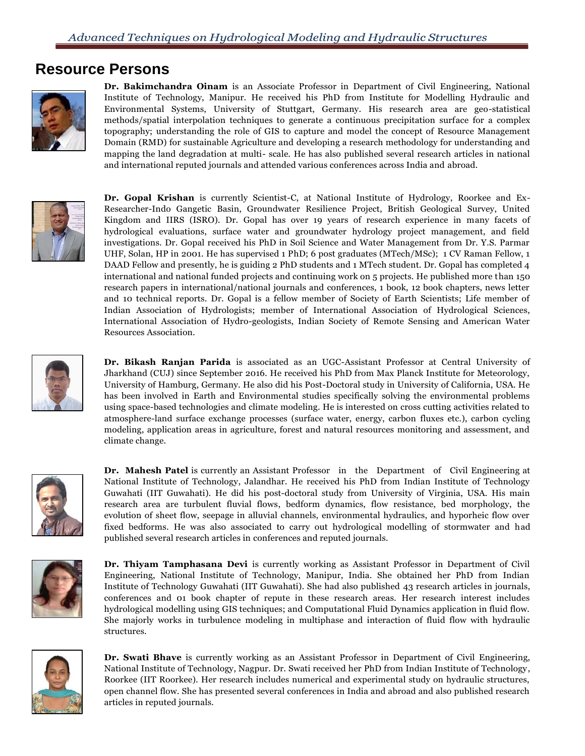## Resource Persons

**Dr. Bakimchandra Oinam** is an Associate Professor in Department of Civil Engineering, National Institute of Technology, Manipur. He received his PhD from Institute for Modelling Hydraulic and Environmental Systems, University of Stuttgart, Germany. His research area are geo-statistical methods/spatial interpolation techniques to generate a continuous precipitation surface for a complex topography; understanding the role of GIS to capture and model the concept of Resource Management Domain (RMD) for sustainable Agriculture and developing a research methodology for understanding and mapping the land degradation at multi- scale. He has also published several research articles in national and international reputed journals and attended various conferences across India and abroad.

**Dr. Gopal Krishan** is currently Scientist-C, at National Institute of Hydrology, Roorkee and Ex-Researcher-Indo Gangetic Basin, Groundwater Resilience Project, British Geological Survey, United Kingdom and IIRS (ISRO). Dr. Gopal has over 19 years of research experience in many facets of hydrological evaluations, surface water and groundwater hydrology project management, and field investigations. Dr. Gopal received his PhD in Soil Science and Water Management from Dr. Y.S. Parmar UHF, Solan, HP in 2001. He has supervised 1 PhD; 6 post graduates (MTech/MSc); 1 CV Raman Fellow, 1 DAAD Fellow and presently, he is guiding 2 PhD students and 1 MTech student. Dr. Gopal has completed 4 international and national funded projects and continuing work on 5 projects. He published more than 150 research papers in international/national journals and conferences, 1 book, 12 book chapters, news letter and 10 technical reports. Dr. Gopal is a fellow member of Society of Earth Scientists; Life member of Indian Association of Hydrologists; member of International Association of Hydrological Sciences, International Association of Hydro-geologists, Indian Society of Remote Sensing and American Water Resources Association.

**Dr. Bikash Ranjan Parida** is associated as an UGC-Assistant Professor at Central University of Jharkhand (CUJ) since September 2016. He received his PhD from Max Planck Institute for Meteorology, University of Hamburg, Germany. He also did his Post-Doctoral study in University of California, USA. He has been involved in Earth and Environmental studies specifically solving the environmental problems using space-based technologies and climate modeling. He is interested on cross cutting activities related to atmosphere-land surface exchange processes (surface water, energy, carbon fluxes etc.), carbon cycling modeling, application areas in agriculture, forest and natural resources monitoring and assessment, and climate change.

**Dr. Mahesh Patel** is currently an Assistant Professor in the Department of Civil Engineering at National Institute of Technology, Jalandhar. He received his PhD from Indian Institute of Technology Guwahati (IIT Guwahati). He did his post-doctoral study from University of Virginia, USA. His main research area are turbulent fluvial flows, bedform dynamics, flow resistance, bed morphology, the evolution of sheet flow, seepage in alluvial channels, environmental hydraulics, and hyporheic flow over fixed bedforms. He was also associated to carry out hydrological modelling of stormwater and had published several research articles in conferences and reputed journals.

**Dr. Thiyam Tamphasana Devi** is currently working as Assistant Professor in Department of Civil Engineering, National Institute of Technology, Manipur, India. She obtained her PhD from Indian Institute of Technology Guwahati (IIT Guwahati). She had also published 43 research articles in journals, conferences and 01 book chapter of repute in these research areas. Her research interest includes hydrological modelling using GIS techniques; and Computational Fluid Dynamics application in fluid flow. She majorly works in turbulence modeling in multiphase and interaction of fluid flow with hydraulic structures.

**Dr. Swati Bhave** is currently working as an Assistant Professor in Department of Civil Engineering, National Institute of Technology, Nagpur. Dr. Swati received her PhD from Indian Institute of Technology, Roorkee (IIT Roorkee). Her research includes numerical and experimental study on hydraulic structures, open channel flow. She has presented several conferences in India and abroad and also published research articles in reputed journals.